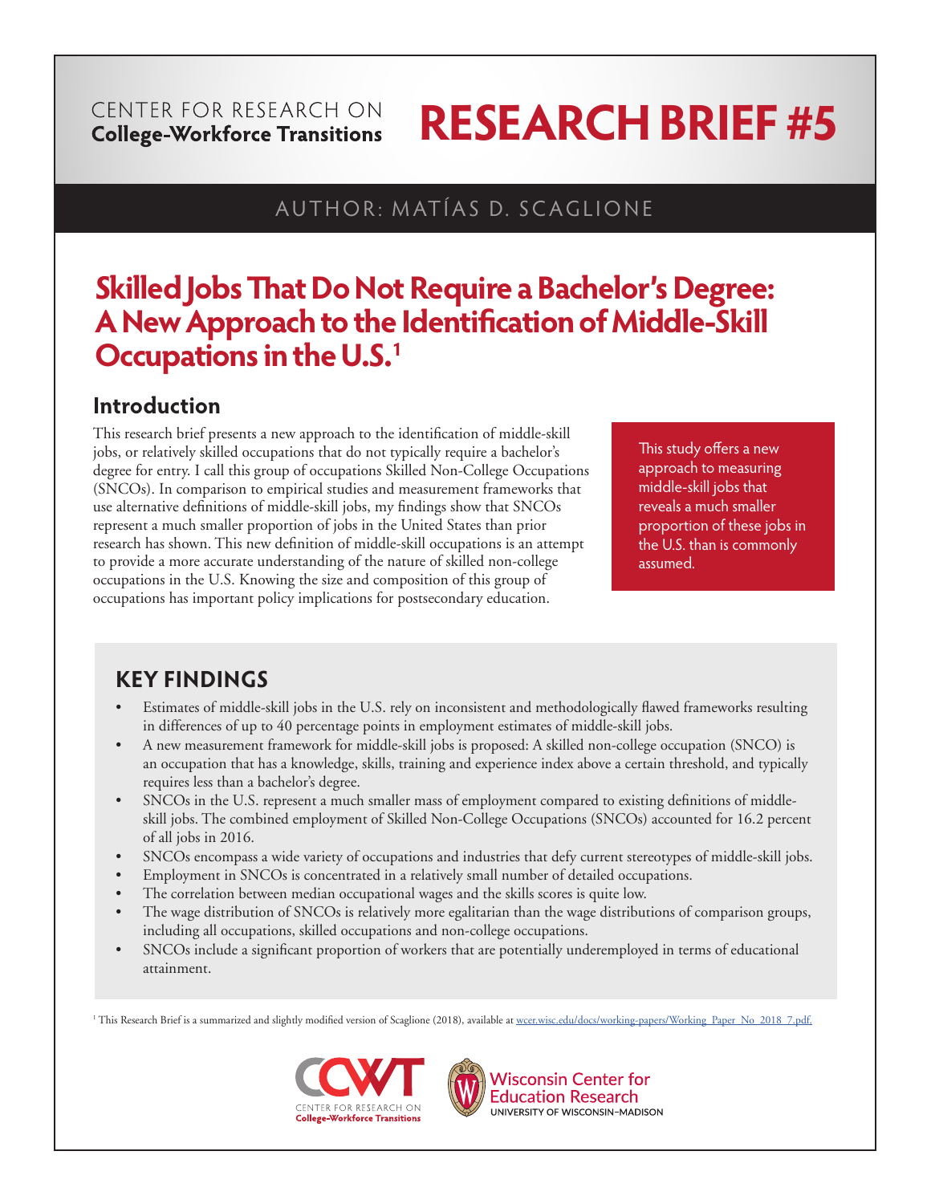CENTER FOR RESEARCH ON
**College-Workforce Transitions**

# RESEARCH BRIEF #5

AUTHOR: MATÍAS D. SCAGLIONE

## Skilled Jobs That Do Not Require a Bachelor's Degree: A New Approach to the Identification of Middle-Skill Occupations in the U.S.[1]

### Introduction

This research brief presents a new approach to the identification of middle-skill jobs, or relatively skilled occupations that do not typically require a bachelor's degree for entry. I call this group of occupations Skilled Non-College Occupations (SNCOs). In comparison to empirical studies and measurement frameworks that use alternative definitions of middle-skill jobs, my findings show that SNCOs represent a much smaller proportion of jobs in the United States than prior research has shown. This new definition of middle-skill occupations is an attempt to provide a more accurate understanding of the nature of skilled non-college occupations in the U.S. Knowing the size and composition of this group of occupations has important policy implications for postsecondary education.

This study offers a new approach to measuring middle-skill jobs that reveals a much smaller proportion of these jobs in the U.S. than is commonly assumed.

### KEY FINDINGS

- Estimates of middle-skill jobs in the U.S. rely on inconsistent and methodologically flawed frameworks resulting in differences of up to 40 percentage points in employment estimates of middle-skill jobs.
- A new measurement framework for middle-skill jobs is proposed: A skilled non-college occupation (SNCO) is an occupation that has a knowledge, skills, training and experience index above a certain threshold, and typically requires less than a bachelor's degree.
- SNCOs in the U.S. represent a much smaller mass of employment compared to existing definitions of middle-skill jobs. The combined employment of Skilled Non-College Occupations (SNCOs) accounted for 16.2 percent of all jobs in 2016.
- SNCOs encompass a wide variety of occupations and industries that defy current stereotypes of middle-skill jobs.
- Employment in SNCOs is concentrated in a relatively small number of detailed occupations.
- The correlation between median occupational wages and the skills scores is quite low.
- The wage distribution of SNCOs is relatively more egalitarian than the wage distributions of comparison groups, including all occupations, skilled occupations and non-college occupations.
- SNCOs include a significant proportion of workers that are potentially underemployed in terms of educational attainment.

[1] This Research Brief is a summarized and slightly modified version of Scaglione (2018), available at wcer.wisc.edu/docs/working-papers/Working_Paper_No_2018_7.pdf.

CCWT CENTER FOR RESEARCH ON College-Workforce Transitions

Wisconsin Center for Education Research
UNIVERSITY OF WISCONSIN–MADISON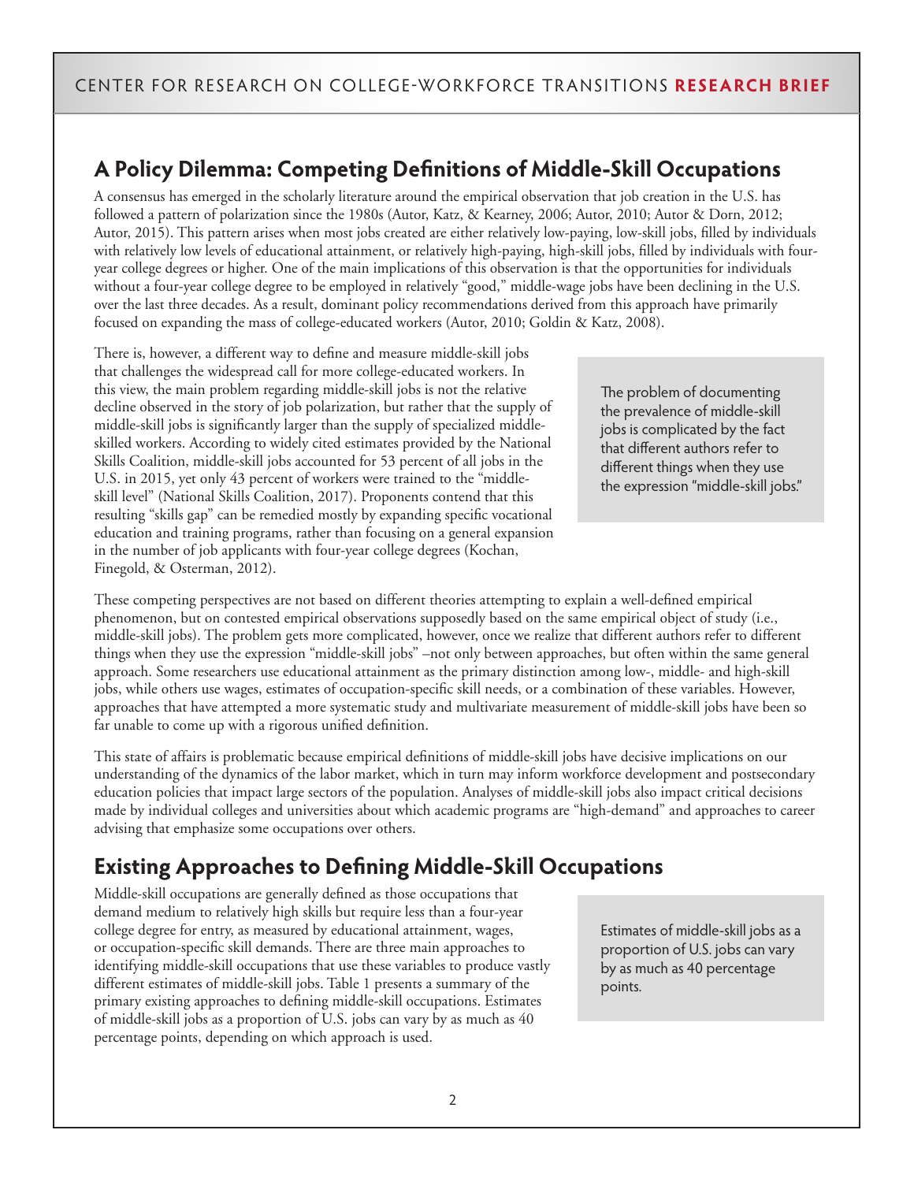## A Policy Dilemma: Competing Definitions of Middle-Skill Occupations

A consensus has emerged in the scholarly literature around the empirical observation that job creation in the U.S. has followed a pattern of polarization since the 1980s (Autor, Katz, & Kearney, 2006; Autor, 2010; Autor & Dorn, 2012; Autor, 2015). This pattern arises when most jobs created are either relatively low-paying, low-skill jobs, filled by individuals with relatively low levels of educational attainment, or relatively high-paying, high-skill jobs, filled by individuals with four-year college degrees or higher. One of the main implications of this observation is that the opportunities for individuals without a four-year college degree to be employed in relatively "good," middle-wage jobs have been declining in the U.S. over the last three decades. As a result, dominant policy recommendations derived from this approach have primarily focused on expanding the mass of college-educated workers (Autor, 2010; Goldin & Katz, 2008).

There is, however, a different way to define and measure middle-skill jobs that challenges the widespread call for more college-educated workers. In this view, the main problem regarding middle-skill jobs is not the relative decline observed in the story of job polarization, but rather that the supply of middle-skill jobs is significantly larger than the supply of specialized middle-skilled workers. According to widely cited estimates provided by the National Skills Coalition, middle-skill jobs accounted for 53 percent of all jobs in the U.S. in 2015, yet only 43 percent of workers were trained to the "middle-skill level" (National Skills Coalition, 2017). Proponents contend that this resulting "skills gap" can be remedied mostly by expanding specific vocational education and training programs, rather than focusing on a general expansion in the number of job applicants with four-year college degrees (Kochan, Finegold, & Osterman, 2012).

> The problem of documenting the prevalence of middle-skill jobs is complicated by the fact that different authors refer to different things when they use the expression "middle-skill jobs."

These competing perspectives are not based on different theories attempting to explain a well-defined empirical phenomenon, but on contested empirical observations supposedly based on the same empirical object of study (i.e., middle-skill jobs). The problem gets more complicated, however, once we realize that different authors refer to different things when they use the expression "middle-skill jobs" –not only between approaches, but often within the same general approach. Some researchers use educational attainment as the primary distinction among low-, middle- and high-skill jobs, while others use wages, estimates of occupation-specific skill needs, or a combination of these variables. However, approaches that have attempted a more systematic study and multivariate measurement of middle-skill jobs have been so far unable to come up with a rigorous unified definition.

This state of affairs is problematic because empirical definitions of middle-skill jobs have decisive implications on our understanding of the dynamics of the labor market, which in turn may inform workforce development and postsecondary education policies that impact large sectors of the population. Analyses of middle-skill jobs also impact critical decisions made by individual colleges and universities about which academic programs are "high-demand" and approaches to career advising that emphasize some occupations over others.

## Existing Approaches to Defining Middle-Skill Occupations

Middle-skill occupations are generally defined as those occupations that demand medium to relatively high skills but require less than a four-year college degree for entry, as measured by educational attainment, wages, or occupation-specific skill demands. There are three main approaches to identifying middle-skill occupations that use these variables to produce vastly different estimates of middle-skill jobs. Table 1 presents a summary of the primary existing approaches to defining middle-skill occupations. Estimates of middle-skill jobs as a proportion of U.S. jobs can vary by as much as 40 percentage points, depending on which approach is used.

> Estimates of middle-skill jobs as a proportion of U.S. jobs can vary by as much as 40 percentage points.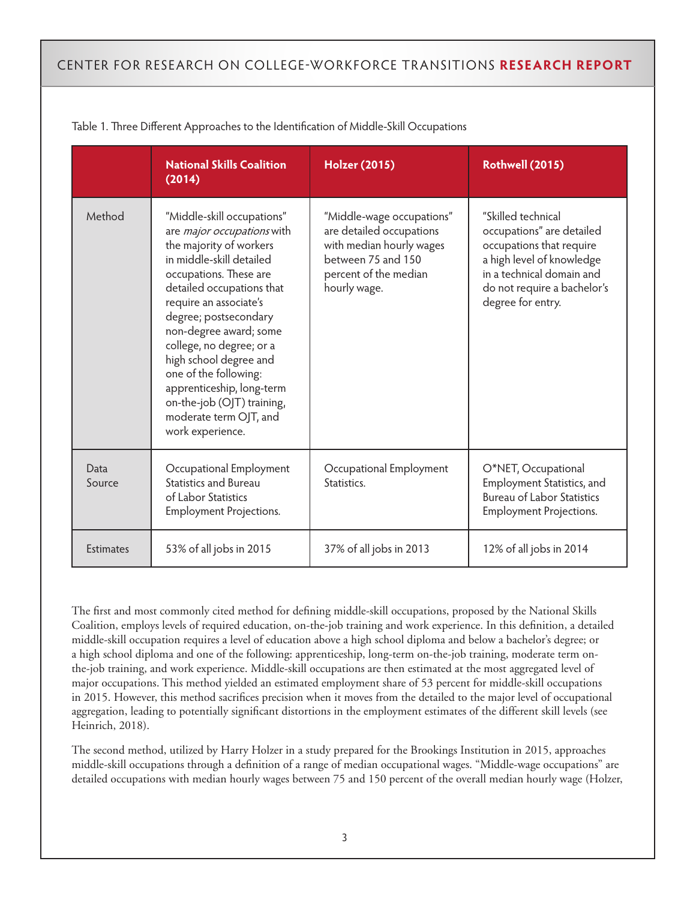Table 1. Three Different Approaches to the Identification of Middle-Skill Occupations

| | National Skills Coalition (2014) | Holzer (2015) | Rothwell (2015) |
|---|---|---|---|
| Method | "Middle-skill occupations" are *major occupations* with the majority of workers in middle-skill detailed occupations. These are detailed occupations that require an associate's degree; postsecondary non-degree award; some college, no degree; or a high school degree and one of the following: apprenticeship, long-term on-the-job (OJT) training, moderate term OJT, and work experience. | "Middle-wage occupations" are detailed occupations with median hourly wages between 75 and 150 percent of the median hourly wage. | "Skilled technical occupations" are detailed occupations that require a high level of knowledge in a technical domain and do not require a bachelor's degree for entry. |
| Data Source | Occupational Employment Statistics and Bureau of Labor Statistics Employment Projections. | Occupational Employment Statistics. | O*NET, Occupational Employment Statistics, and Bureau of Labor Statistics Employment Projections. |
| Estimates | 53% of all jobs in 2015 | 37% of all jobs in 2013 | 12% of all jobs in 2014 |

The first and most commonly cited method for defining middle-skill occupations, proposed by the National Skills Coalition, employs levels of required education, on-the-job training and work experience. In this definition, a detailed middle-skill occupation requires a level of education above a high school diploma and below a bachelor's degree; or a high school diploma and one of the following: apprenticeship, long-term on-the-job training, moderate term on-the-job training, and work experience. Middle-skill occupations are then estimated at the most aggregated level of major occupations. This method yielded an estimated employment share of 53 percent for middle-skill occupations in 2015. However, this method sacrifices precision when it moves from the detailed to the major level of occupational aggregation, leading to potentially significant distortions in the employment estimates of the different skill levels (see Heinrich, 2018).

The second method, utilized by Harry Holzer in a study prepared for the Brookings Institution in 2015, approaches middle-skill occupations through a definition of a range of median occupational wages. "Middle-wage occupations" are detailed occupations with median hourly wages between 75 and 150 percent of the overall median hourly wage (Holzer,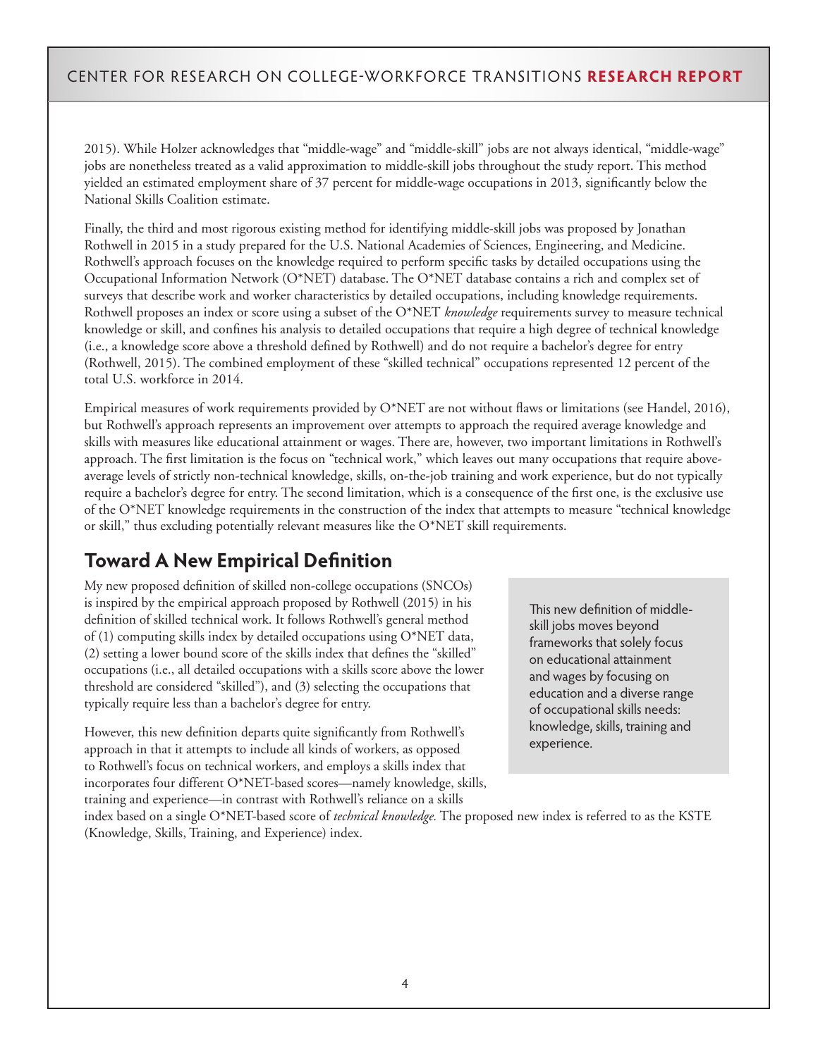2015). While Holzer acknowledges that "middle-wage" and "middle-skill" jobs are not always identical, "middle-wage" jobs are nonetheless treated as a valid approximation to middle-skill jobs throughout the study report. This method yielded an estimated employment share of 37 percent for middle-wage occupations in 2013, significantly below the National Skills Coalition estimate.

Finally, the third and most rigorous existing method for identifying middle-skill jobs was proposed by Jonathan Rothwell in 2015 in a study prepared for the U.S. National Academies of Sciences, Engineering, and Medicine. Rothwell's approach focuses on the knowledge required to perform specific tasks by detailed occupations using the Occupational Information Network (O*NET) database. The O*NET database contains a rich and complex set of surveys that describe work and worker characteristics by detailed occupations, including knowledge requirements. Rothwell proposes an index or score using a subset of the O*NET *knowledge* requirements survey to measure technical knowledge or skill, and confines his analysis to detailed occupations that require a high degree of technical knowledge (i.e., a knowledge score above a threshold defined by Rothwell) and do not require a bachelor's degree for entry (Rothwell, 2015). The combined employment of these "skilled technical" occupations represented 12 percent of the total U.S. workforce in 2014.

Empirical measures of work requirements provided by O*NET are not without flaws or limitations (see Handel, 2016), but Rothwell's approach represents an improvement over attempts to approach the required average knowledge and skills with measures like educational attainment or wages. There are, however, two important limitations in Rothwell's approach. The first limitation is the focus on "technical work," which leaves out many occupations that require above-average levels of strictly non-technical knowledge, skills, on-the-job training and work experience, but do not typically require a bachelor's degree for entry. The second limitation, which is a consequence of the first one, is the exclusive use of the O*NET knowledge requirements in the construction of the index that attempts to measure "technical knowledge or skill," thus excluding potentially relevant measures like the O*NET skill requirements.

## Toward A New Empirical Definition

My new proposed definition of skilled non-college occupations (SNCOs) is inspired by the empirical approach proposed by Rothwell (2015) in his definition of skilled technical work. It follows Rothwell's general method of (1) computing skills index by detailed occupations using O*NET data, (2) setting a lower bound score of the skills index that defines the "skilled" occupations (i.e., all detailed occupations with a skills score above the lower threshold are considered "skilled"), and (3) selecting the occupations that typically require less than a bachelor's degree for entry.

> This new definition of middle-skill jobs moves beyond frameworks that solely focus on educational attainment and wages by focusing on education and a diverse range of occupational skills needs: knowledge, skills, training and experience.

However, this new definition departs quite significantly from Rothwell's approach in that it attempts to include all kinds of workers, as opposed to Rothwell's focus on technical workers, and employs a skills index that incorporates four different O*NET-based scores—namely knowledge, skills, training and experience—in contrast with Rothwell's reliance on a skills index based on a single O*NET-based score of *technical knowledge.* The proposed new index is referred to as the KSTE (Knowledge, Skills, Training, and Experience) index.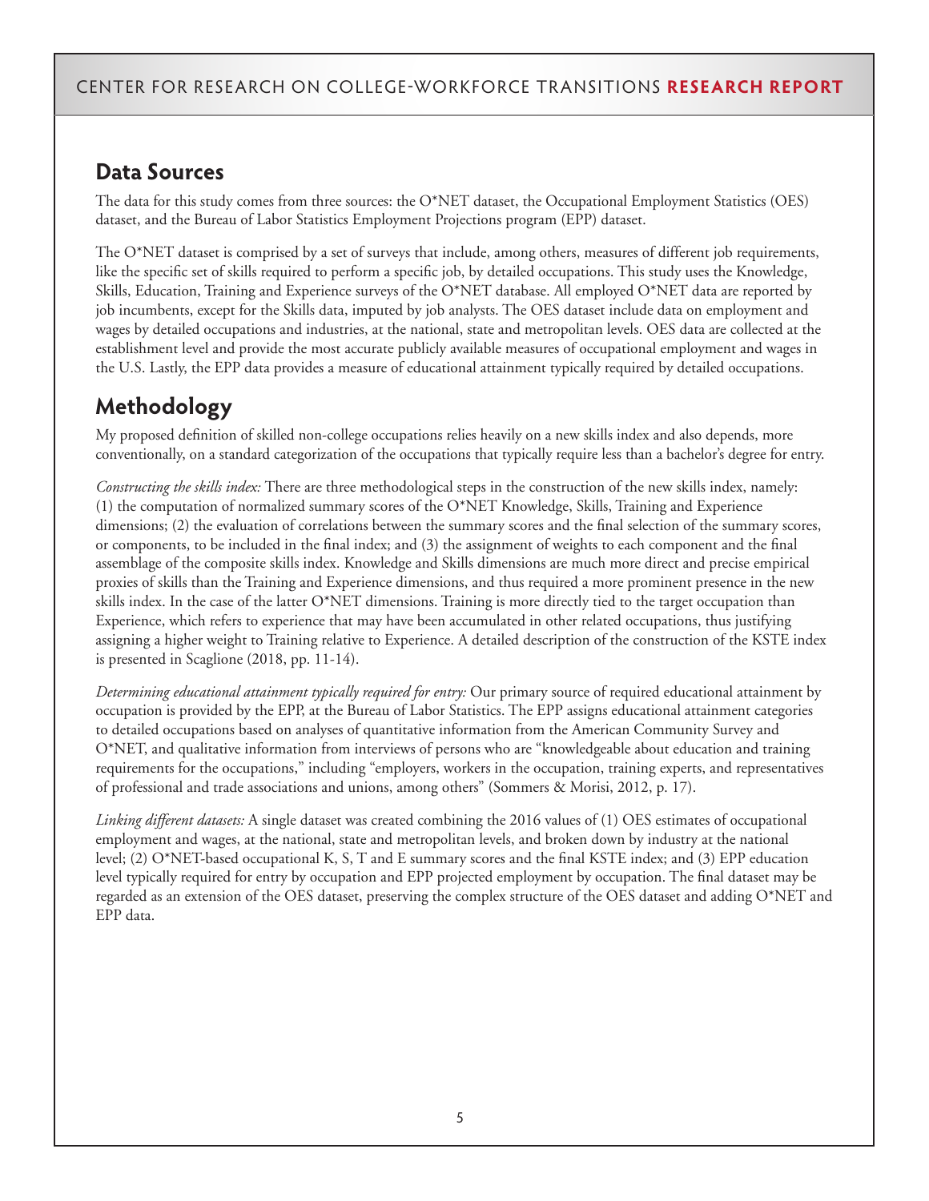## Data Sources

The data for this study comes from three sources: the O*NET dataset, the Occupational Employment Statistics (OES) dataset, and the Bureau of Labor Statistics Employment Projections program (EPP) dataset.

The O*NET dataset is comprised by a set of surveys that include, among others, measures of different job requirements, like the specific set of skills required to perform a specific job, by detailed occupations. This study uses the Knowledge, Skills, Education, Training and Experience surveys of the O*NET database. All employed O*NET data are reported by job incumbents, except for the Skills data, imputed by job analysts. The OES dataset include data on employment and wages by detailed occupations and industries, at the national, state and metropolitan levels. OES data are collected at the establishment level and provide the most accurate publicly available measures of occupational employment and wages in the U.S. Lastly, the EPP data provides a measure of educational attainment typically required by detailed occupations.

## Methodology

My proposed definition of skilled non-college occupations relies heavily on a new skills index and also depends, more conventionally, on a standard categorization of the occupations that typically require less than a bachelor's degree for entry.

*Constructing the skills index:* There are three methodological steps in the construction of the new skills index, namely: (1) the computation of normalized summary scores of the O*NET Knowledge, Skills, Training and Experience dimensions; (2) the evaluation of correlations between the summary scores and the final selection of the summary scores, or components, to be included in the final index; and (3) the assignment of weights to each component and the final assemblage of the composite skills index. Knowledge and Skills dimensions are much more direct and precise empirical proxies of skills than the Training and Experience dimensions, and thus required a more prominent presence in the new skills index. In the case of the latter O*NET dimensions. Training is more directly tied to the target occupation than Experience, which refers to experience that may have been accumulated in other related occupations, thus justifying assigning a higher weight to Training relative to Experience. A detailed description of the construction of the KSTE index is presented in Scaglione (2018, pp. 11-14).

*Determining educational attainment typically required for entry:* Our primary source of required educational attainment by occupation is provided by the EPP, at the Bureau of Labor Statistics. The EPP assigns educational attainment categories to detailed occupations based on analyses of quantitative information from the American Community Survey and O*NET, and qualitative information from interviews of persons who are "knowledgeable about education and training requirements for the occupations," including "employers, workers in the occupation, training experts, and representatives of professional and trade associations and unions, among others" (Sommers & Morisi, 2012, p. 17).

*Linking different datasets:* A single dataset was created combining the 2016 values of (1) OES estimates of occupational employment and wages, at the national, state and metropolitan levels, and broken down by industry at the national level; (2) O*NET-based occupational K, S, T and E summary scores and the final KSTE index; and (3) EPP education level typically required for entry by occupation and EPP projected employment by occupation. The final dataset may be regarded as an extension of the OES dataset, preserving the complex structure of the OES dataset and adding O*NET and EPP data.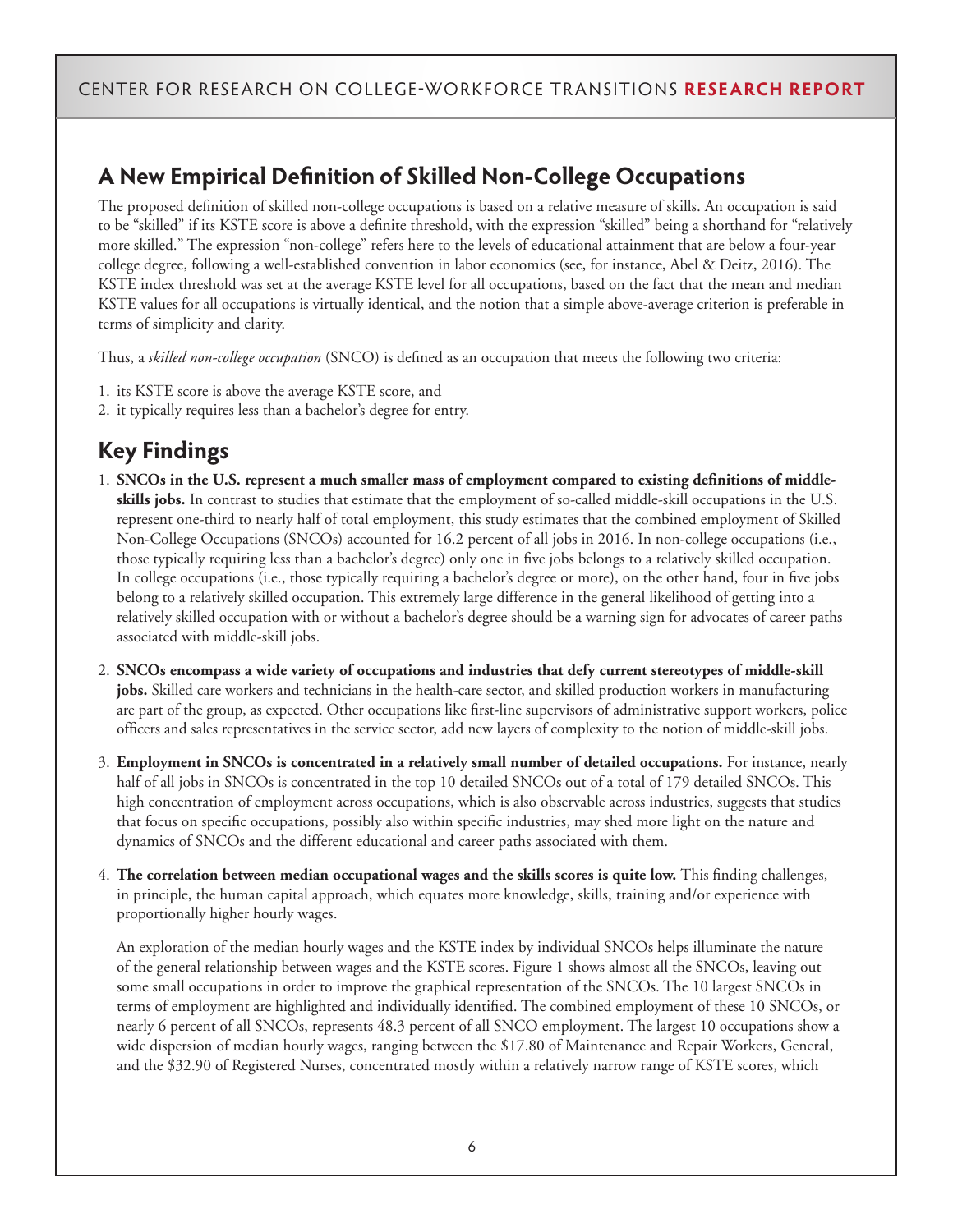## A New Empirical Definition of Skilled Non-College Occupations

The proposed definition of skilled non-college occupations is based on a relative measure of skills. An occupation is said to be "skilled" if its KSTE score is above a definite threshold, with the expression "skilled" being a shorthand for "relatively more skilled." The expression "non-college" refers here to the levels of educational attainment that are below a four-year college degree, following a well-established convention in labor economics (see, for instance, Abel & Deitz, 2016). The KSTE index threshold was set at the average KSTE level for all occupations, based on the fact that the mean and median KSTE values for all occupations is virtually identical, and the notion that a simple above-average criterion is preferable in terms of simplicity and clarity.

Thus, a *skilled non-college occupation* (SNCO) is defined as an occupation that meets the following two criteria:

1. its KSTE score is above the average KSTE score, and
2. it typically requires less than a bachelor's degree for entry.

## Key Findings

1. **SNCOs in the U.S. represent a much smaller mass of employment compared to existing definitions of middle-skills jobs.** In contrast to studies that estimate that the employment of so-called middle-skill occupations in the U.S. represent one-third to nearly half of total employment, this study estimates that the combined employment of Skilled Non-College Occupations (SNCOs) accounted for 16.2 percent of all jobs in 2016. In non-college occupations (i.e., those typically requiring less than a bachelor's degree) only one in five jobs belongs to a relatively skilled occupation. In college occupations (i.e., those typically requiring a bachelor's degree or more), on the other hand, four in five jobs belong to a relatively skilled occupation. This extremely large difference in the general likelihood of getting into a relatively skilled occupation with or without a bachelor's degree should be a warning sign for advocates of career paths associated with middle-skill jobs.

2. **SNCOs encompass a wide variety of occupations and industries that defy current stereotypes of middle-skill jobs.** Skilled care workers and technicians in the health-care sector, and skilled production workers in manufacturing are part of the group, as expected. Other occupations like first-line supervisors of administrative support workers, police officers and sales representatives in the service sector, add new layers of complexity to the notion of middle-skill jobs.

3. **Employment in SNCOs is concentrated in a relatively small number of detailed occupations.** For instance, nearly half of all jobs in SNCOs is concentrated in the top 10 detailed SNCOs out of a total of 179 detailed SNCOs. This high concentration of employment across occupations, which is also observable across industries, suggests that studies that focus on specific occupations, possibly also within specific industries, may shed more light on the nature and dynamics of SNCOs and the different educational and career paths associated with them.

4. **The correlation between median occupational wages and the skills scores is quite low.** This finding challenges, in principle, the human capital approach, which equates more knowledge, skills, training and/or experience with proportionally higher hourly wages.

   An exploration of the median hourly wages and the KSTE index by individual SNCOs helps illuminate the nature of the general relationship between wages and the KSTE scores. Figure 1 shows almost all the SNCOs, leaving out some small occupations in order to improve the graphical representation of the SNCOs. The 10 largest SNCOs in terms of employment are highlighted and individually identified. The combined employment of these 10 SNCOs, or nearly 6 percent of all SNCOs, represents 48.3 percent of all SNCO employment. The largest 10 occupations show a wide dispersion of median hourly wages, ranging between the $17.80 of Maintenance and Repair Workers, General, and the $32.90 of Registered Nurses, concentrated mostly within a relatively narrow range of KSTE scores, which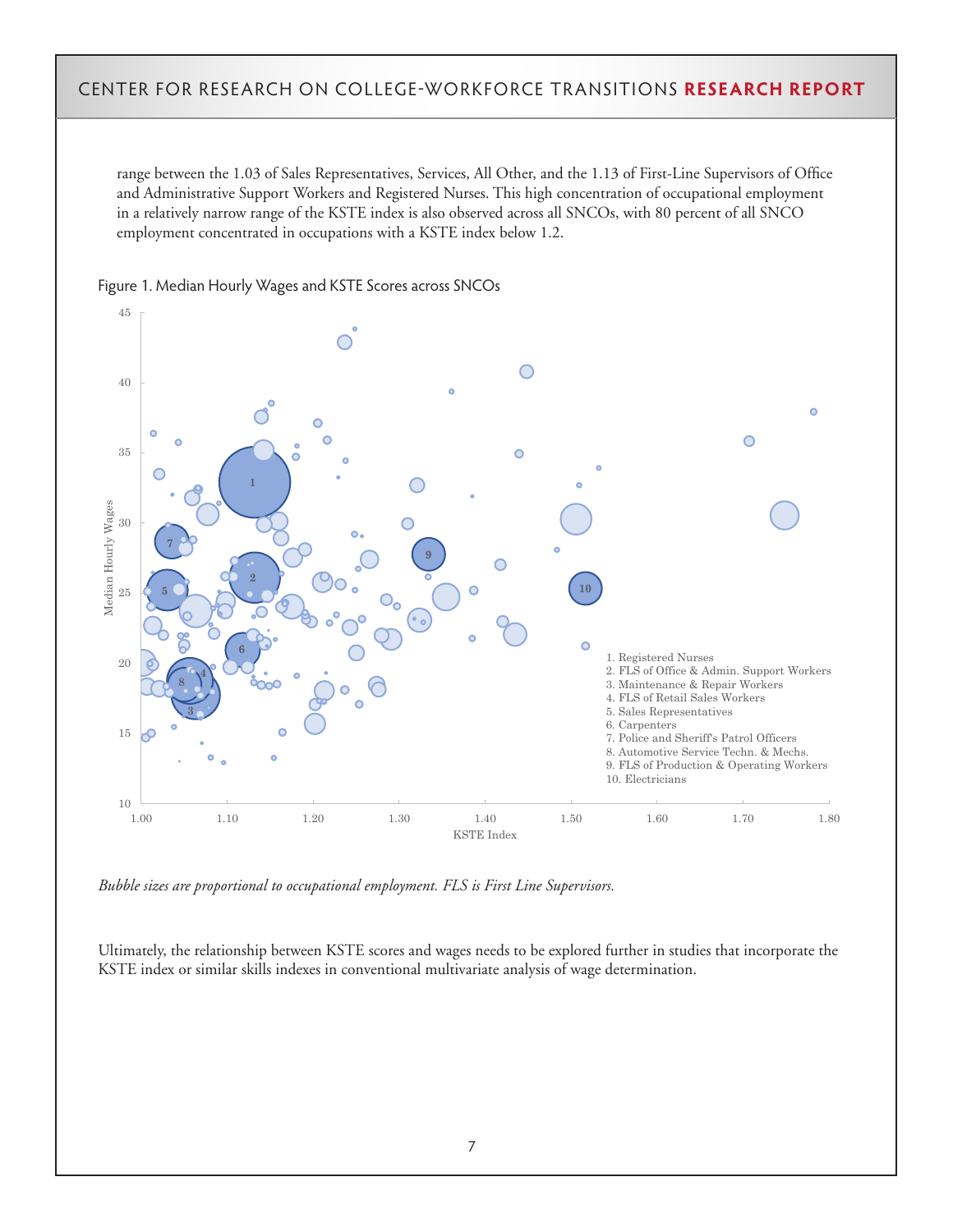range between the 1.03 of Sales Representatives, Services, All Other, and the 1.13 of First-Line Supervisors of Office and Administrative Support Workers and Registered Nurses. This high concentration of occupational employment in a relatively narrow range of the KSTE index is also observed across all SNCOs, with 80 percent of all SNCO employment concentrated in occupations with a KSTE index below 1.2.

Figure 1. Median Hourly Wages and KSTE Scores across SNCOs

*Bubble sizes are proportional to occupational employment. FLS is First Line Supervisors.*

Ultimately, the relationship between KSTE scores and wages needs to be explored further in studies that incorporate the KSTE index or similar skills indexes in conventional multivariate analysis of wage determination.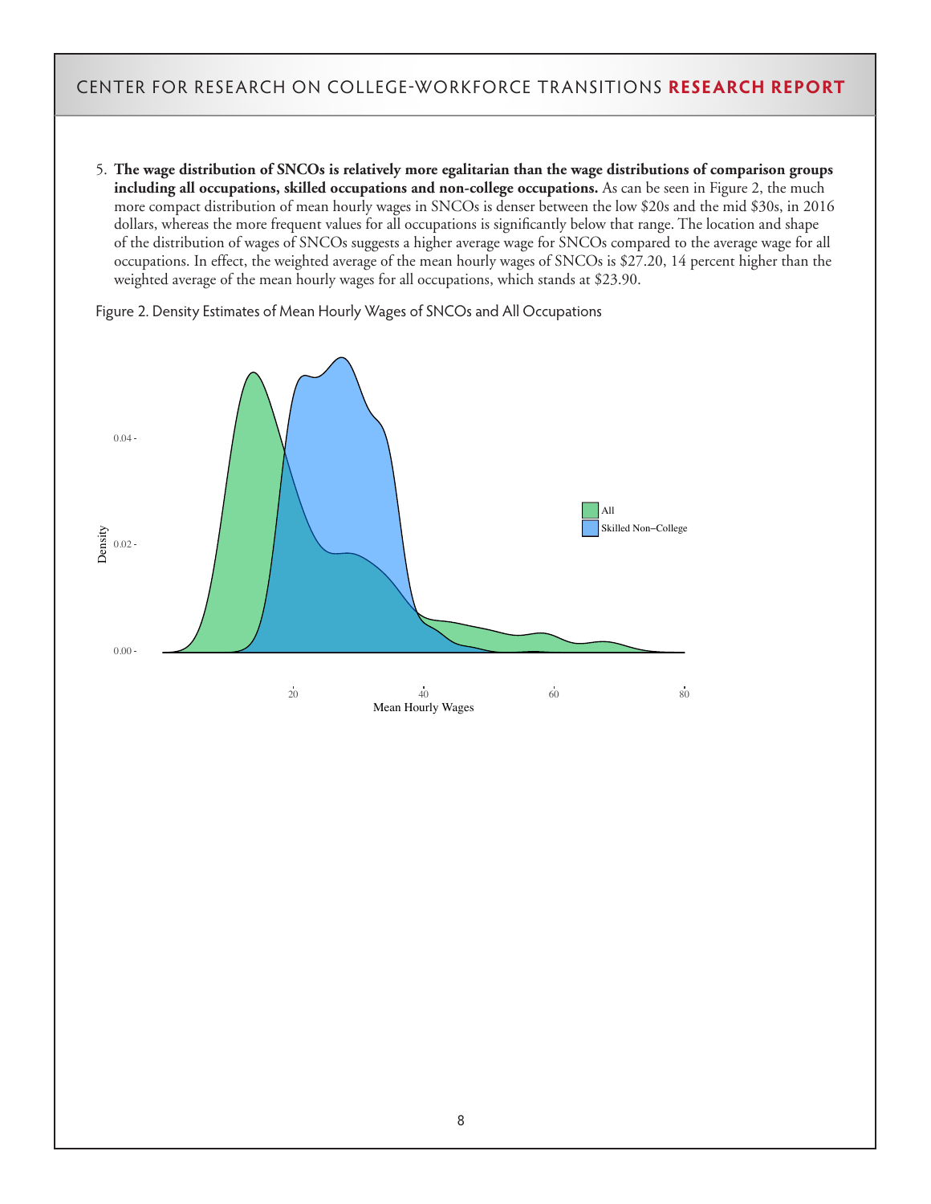5. **The wage distribution of SNCOs is relatively more egalitarian than the wage distributions of comparison groups including all occupations, skilled occupations and non-college occupations.** As can be seen in Figure 2, the much more compact distribution of mean hourly wages in SNCOs is denser between the low $20s and the mid $30s, in 2016 dollars, whereas the more frequent values for all occupations is significantly below that range. The location and shape of the distribution of wages of SNCOs suggests a higher average wage for SNCOs compared to the average wage for all occupations. In effect, the weighted average of the mean hourly wages of SNCOs is $27.20, 14 percent higher than the weighted average of the mean hourly wages for all occupations, which stands at $23.90.

Figure 2. Density Estimates of Mean Hourly Wages of SNCOs and All Occupations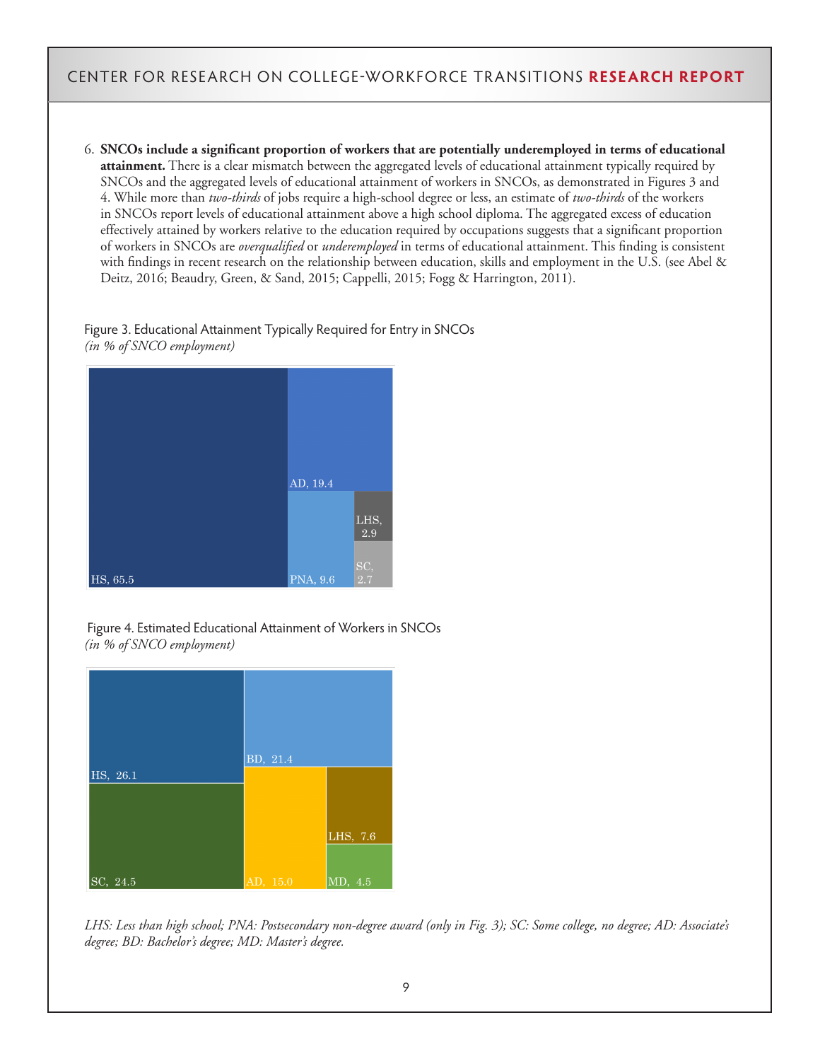6. **SNCOs include a significant proportion of workers that are potentially underemployed in terms of educational attainment.** There is a clear mismatch between the aggregated levels of educational attainment typically required by SNCOs and the aggregated levels of educational attainment of workers in SNCOs, as demonstrated in Figures 3 and 4. While more than *two-thirds* of jobs require a high-school degree or less, an estimate of *two-thirds* of the workers in SNCOs report levels of educational attainment above a high school diploma. The aggregated excess of education effectively attained by workers relative to the education required by occupations suggests that a significant proportion of workers in SNCOs are *overqualified* or *underemployed* in terms of educational attainment. This finding is consistent with findings in recent research on the relationship between education, skills and employment in the U.S. (see Abel & Deitz, 2016; Beaudry, Green, & Sand, 2015; Cappelli, 2015; Fogg & Harrington, 2011).

Figure 3. Educational Attainment Typically Required for Entry in SNCOs
*(in % of SNCO employment)*

| Category | % |
|---|---|
| HS | 65.5 |
| AD | 19.4 |
| PNA | 9.6 |
| LHS | 2.9 |
| SC | 2.7 |

Figure 4. Estimated Educational Attainment of Workers in SNCOs
*(in % of SNCO employment)*

| Category | % |
|---|---|
| HS | 26.1 |
| SC | 24.5 |
| BD | 21.4 |
| AD | 15.0 |
| LHS | 7.6 |
| MD | 4.5 |

*LHS: Less than high school; PNA: Postsecondary non-degree award (only in Fig. 3); SC: Some college, no degree; AD: Associate's degree; BD: Bachelor's degree; MD: Master's degree.*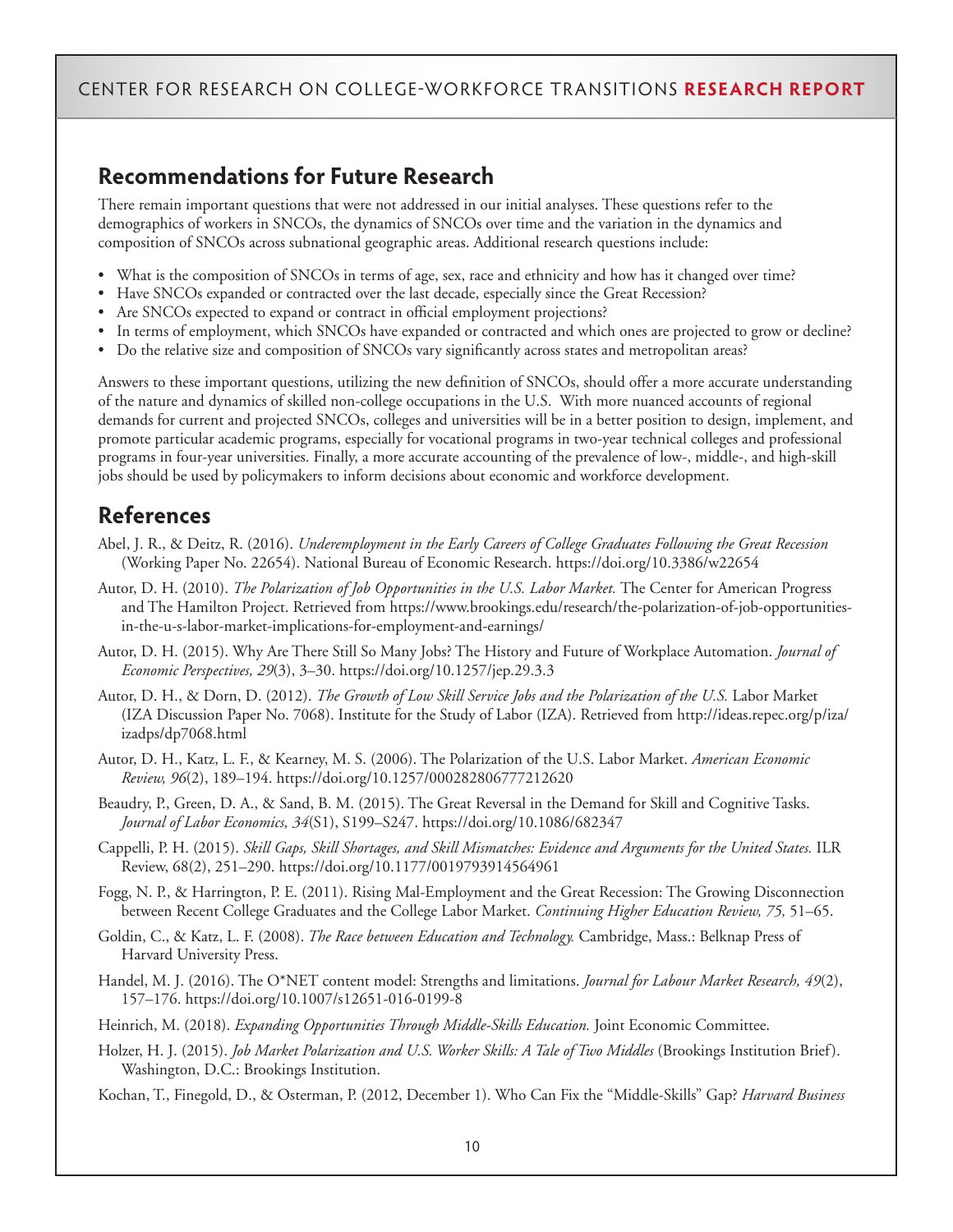## Recommendations for Future Research

There remain important questions that were not addressed in our initial analyses. These questions refer to the demographics of workers in SNCOs, the dynamics of SNCOs over time and the variation in the dynamics and composition of SNCOs across subnational geographic areas. Additional research questions include:

- What is the composition of SNCOs in terms of age, sex, race and ethnicity and how has it changed over time?
- Have SNCOs expanded or contracted over the last decade, especially since the Great Recession?
- Are SNCOs expected to expand or contract in official employment projections?
- In terms of employment, which SNCOs have expanded or contracted and which ones are projected to grow or decline?
- Do the relative size and composition of SNCOs vary significantly across states and metropolitan areas?

Answers to these important questions, utilizing the new definition of SNCOs, should offer a more accurate understanding of the nature and dynamics of skilled non-college occupations in the U.S. With more nuanced accounts of regional demands for current and projected SNCOs, colleges and universities will be in a better position to design, implement, and promote particular academic programs, especially for vocational programs in two-year technical colleges and professional programs in four-year universities. Finally, a more accurate accounting of the prevalence of low-, middle-, and high-skill jobs should be used by policymakers to inform decisions about economic and workforce development.

## References

Abel, J. R., & Deitz, R. (2016). *Underemployment in the Early Careers of College Graduates Following the Great Recession* (Working Paper No. 22654). National Bureau of Economic Research. https://doi.org/10.3386/w22654

Autor, D. H. (2010). *The Polarization of Job Opportunities in the U.S. Labor Market.* The Center for American Progress and The Hamilton Project. Retrieved from https://www.brookings.edu/research/the-polarization-of-job-opportunities-in-the-u-s-labor-market-implications-for-employment-and-earnings/

Autor, D. H. (2015). Why Are There Still So Many Jobs? The History and Future of Workplace Automation. *Journal of Economic Perspectives, 29*(3), 3–30. https://doi.org/10.1257/jep.29.3.3

Autor, D. H., & Dorn, D. (2012). *The Growth of Low Skill Service Jobs and the Polarization of the U.S.* Labor Market (IZA Discussion Paper No. 7068). Institute for the Study of Labor (IZA). Retrieved from http://ideas.repec.org/p/iza/izadps/dp7068.html

Autor, D. H., Katz, L. F., & Kearney, M. S. (2006). The Polarization of the U.S. Labor Market. *American Economic Review, 96*(2), 189–194. https://doi.org/10.1257/000282806777212620

Beaudry, P., Green, D. A., & Sand, B. M. (2015). The Great Reversal in the Demand for Skill and Cognitive Tasks. *Journal of Labor Economics, 34*(S1), S199–S247. https://doi.org/10.1086/682347

Cappelli, P. H. (2015). *Skill Gaps, Skill Shortages, and Skill Mismatches: Evidence and Arguments for the United States.* ILR Review, 68(2), 251–290. https://doi.org/10.1177/0019793914564961

Fogg, N. P., & Harrington, P. E. (2011). Rising Mal-Employment and the Great Recession: The Growing Disconnection between Recent College Graduates and the College Labor Market. *Continuing Higher Education Review, 75,* 51–65.

Goldin, C., & Katz, L. F. (2008). *The Race between Education and Technology.* Cambridge, Mass.: Belknap Press of Harvard University Press.

Handel, M. J. (2016). The O*NET content model: Strengths and limitations. *Journal for Labour Market Research, 49*(2), 157–176. https://doi.org/10.1007/s12651-016-0199-8

Heinrich, M. (2018). *Expanding Opportunities Through Middle-Skills Education.* Joint Economic Committee.

Holzer, H. J. (2015). *Job Market Polarization and U.S. Worker Skills: A Tale of Two Middles* (Brookings Institution Brief). Washington, D.C.: Brookings Institution.

Kochan, T., Finegold, D., & Osterman, P. (2012, December 1). Who Can Fix the "Middle-Skills" Gap? *Harvard Business*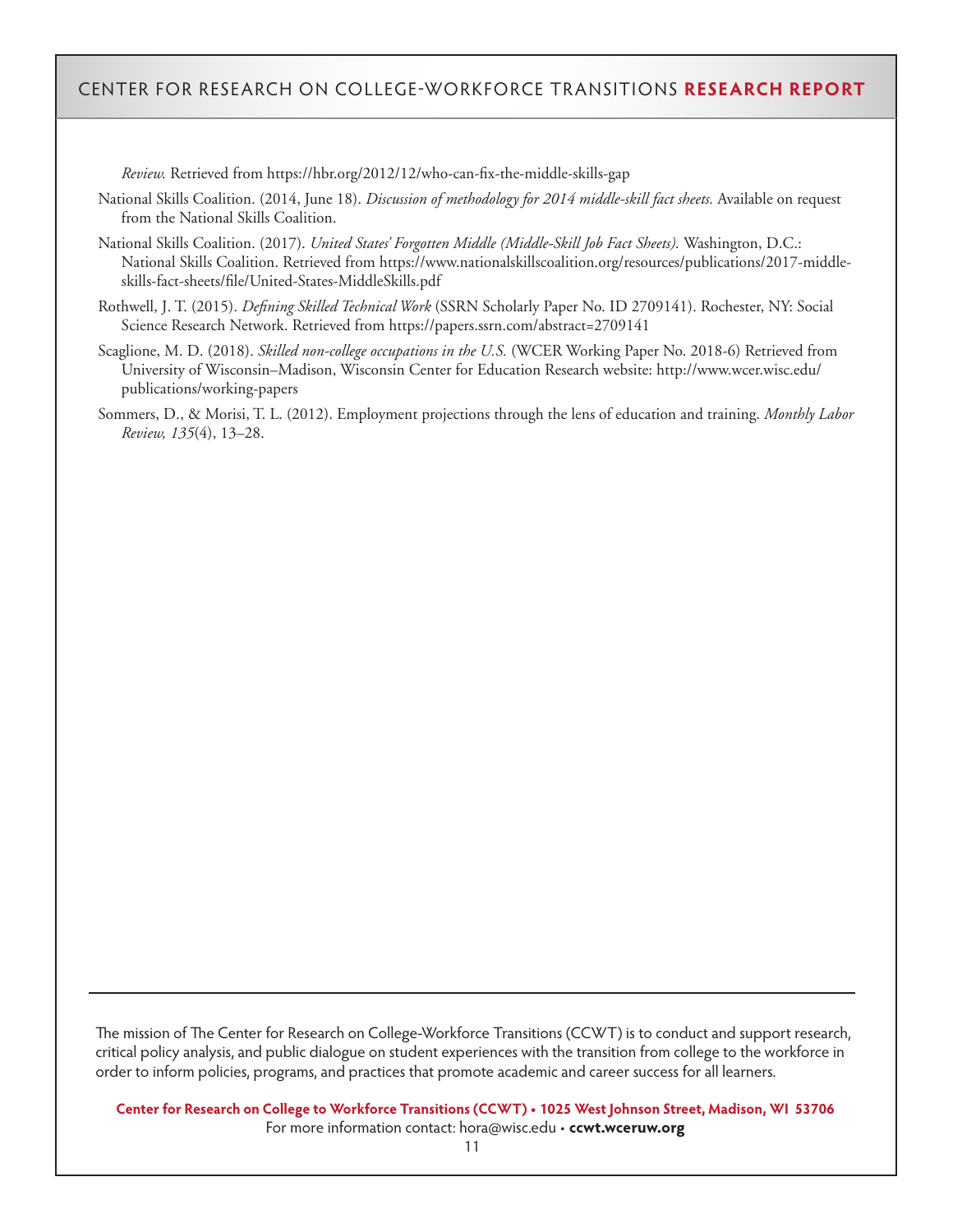*Review.* Retrieved from https://hbr.org/2012/12/who-can-fix-the-middle-skills-gap

National Skills Coalition. (2014, June 18). *Discussion of methodology for 2014 middle-skill fact sheets.* Available on request from the National Skills Coalition.

National Skills Coalition. (2017). *United States' Forgotten Middle (Middle-Skill Job Fact Sheets).* Washington, D.C.: National Skills Coalition. Retrieved from https://www.nationalskillscoalition.org/resources/publications/2017-middle-skills-fact-sheets/file/United-States-MiddleSkills.pdf

Rothwell, J. T. (2015). *Defining Skilled Technical Work* (SSRN Scholarly Paper No. ID 2709141). Rochester, NY: Social Science Research Network. Retrieved from https://papers.ssrn.com/abstract=2709141

Scaglione, M. D. (2018). *Skilled non-college occupations in the U.S.* (WCER Working Paper No. 2018-6) Retrieved from University of Wisconsin–Madison, Wisconsin Center for Education Research website: http://www.wcer.wisc.edu/publications/working-papers

Sommers, D., & Morisi, T. L. (2012). Employment projections through the lens of education and training. *Monthly Labor Review, 135*(4), 13–28.

---

The mission of The Center for Research on College-Workforce Transitions (CCWT) is to conduct and support research, critical policy analysis, and public dialogue on student experiences with the transition from college to the workforce in order to inform policies, programs, and practices that promote academic and career success for all learners.

**Center for Research on College to Workforce Transitions (CCWT) • 1025 West Johnson Street, Madison, WI 53706**
For more information contact: hora@wisc.edu • **ccwt.wceruw.org**